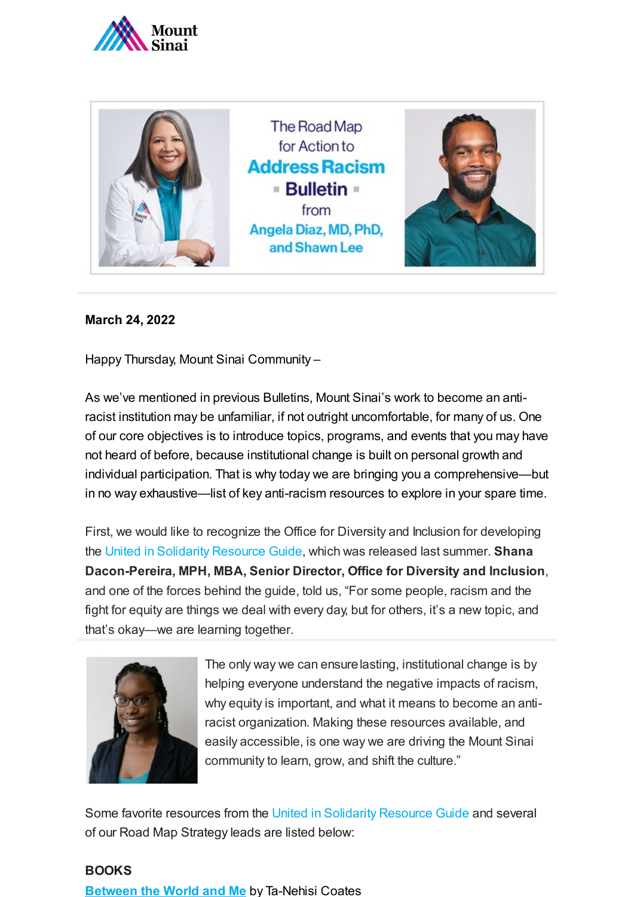Mount Sinai

The Road Map for Action to **Address Racism** **Bulletin** from Angela Diaz, MD, PhD, and Shawn Lee

**March 24, 2022**

Happy Thursday, Mount Sinai Community –

As we've mentioned in previous Bulletins, Mount Sinai's work to become an anti-racist institution may be unfamiliar, if not outright uncomfortable, for many of us. One of our core objectives is to introduce topics, programs, and events that you may have not heard of before, because institutional change is built on personal growth and individual participation. That is why today we are bringing you a comprehensive—but in no way exhaustive—list of key anti-racism resources to explore in your spare time.

First, we would like to recognize the Office for Diversity and Inclusion for developing the United in Solidarity Resource Guide, which was released last summer. **Shana Dacon-Pereira, MPH, MBA, Senior Director, Office for Diversity and Inclusion**, and one of the forces behind the guide, told us, "For some people, racism and the fight for equity are things we deal with every day, but for others, it's a new topic, and that's okay—we are learning together.

The only way we can ensure lasting, institutional change is by helping everyone understand the negative impacts of racism, why equity is important, and what it means to become an anti-racist organization. Making these resources available, and easily accessible, is one way we are driving the Mount Sinai community to learn, grow, and shift the culture."

Some favorite resources from the United in Solidarity Resource Guide and several of our Road Map Strategy leads are listed below:

**BOOKS**

**Between the World and Me** by Ta-Nehisi Coates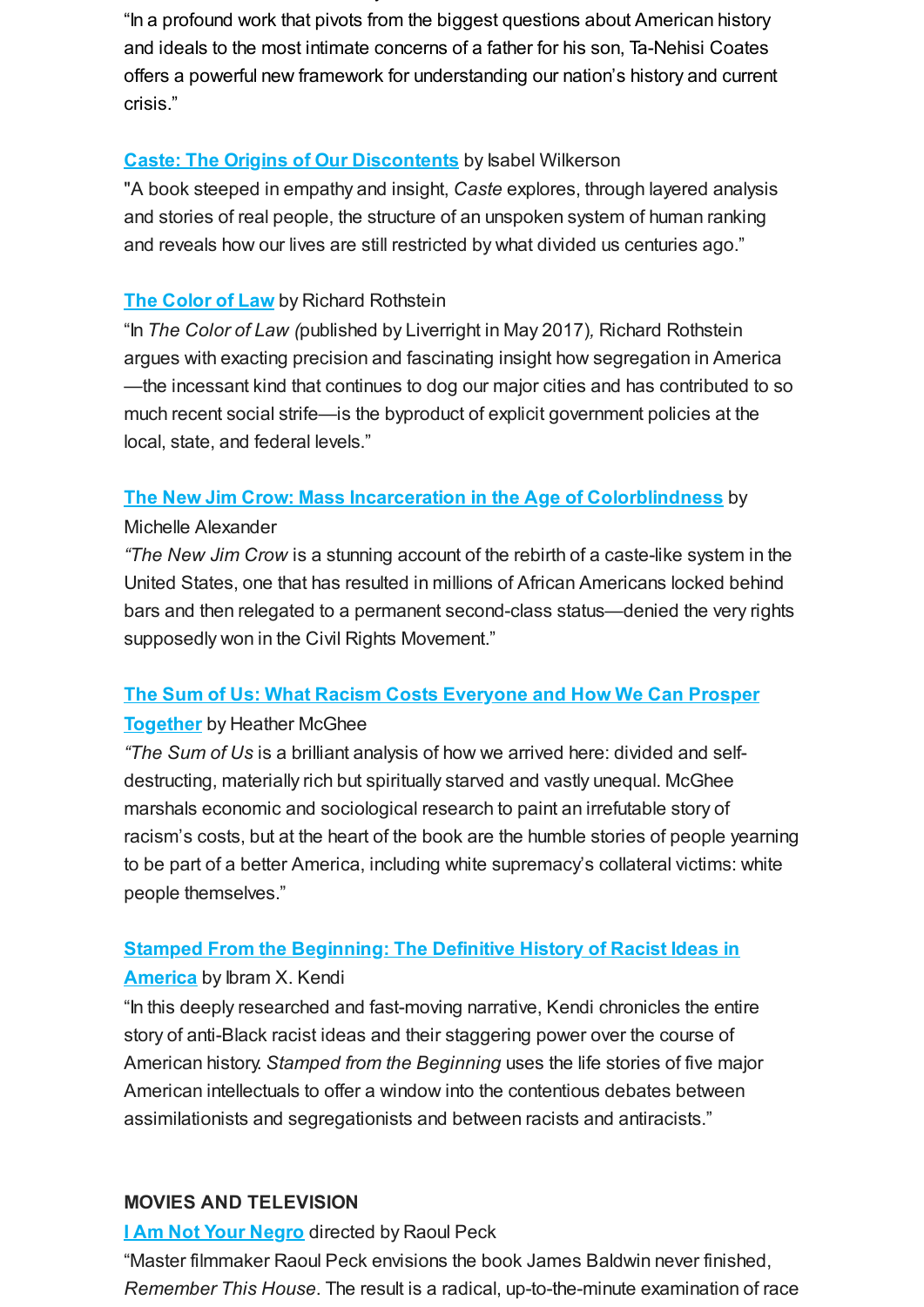"In a profound work that pivots from the biggest questions about American history and ideals to the most intimate concerns of a father for his son, Ta-Nehisi Coates offers a powerful new framework for understanding our nation's history and current crisis."

**[Caste: The Origins of Our Discontents](#)** by Isabel Wilkerson
"A book steeped in empathy and insight, *Caste* explores, through layered analysis and stories of real people, the structure of an unspoken system of human ranking and reveals how our lives are still restricted by what divided us centuries ago."

**[The Color of Law](#)** by Richard Rothstein
"In *The Color of Law (*published by Liverright in May 2017*),* Richard Rothstein argues with exacting precision and fascinating insight how segregation in America—the incessant kind that continues to dog our major cities and has contributed to so much recent social strife—is the byproduct of explicit government policies at the local, state, and federal levels."

**[The New Jim Crow: Mass Incarceration in the Age of Colorblindness](#)** by Michelle Alexander
*"The New Jim Crow* is a stunning account of the rebirth of a caste-like system in the United States, one that has resulted in millions of African Americans locked behind bars and then relegated to a permanent second-class status—denied the very rights supposedly won in the Civil Rights Movement."

**[The Sum of Us: What Racism Costs Everyone and How We Can Prosper Together](#)** by Heather McGhee
*"The Sum of Us* is a brilliant analysis of how we arrived here: divided and self-destructing, materially rich but spiritually starved and vastly unequal. McGhee marshals economic and sociological research to paint an irrefutable story of racism's costs, but at the heart of the book are the humble stories of people yearning to be part of a better America, including white supremacy's collateral victims: white people themselves."

**[Stamped From the Beginning: The Definitive History of Racist Ideas in America](#)** by Ibram X. Kendi
"In this deeply researched and fast-moving narrative, Kendi chronicles the entire story of anti-Black racist ideas and their staggering power over the course of American history. *Stamped from the Beginning* uses the life stories of five major American intellectuals to offer a window into the contentious debates between assimilationists and segregationists and between racists and antiracists."

**MOVIES AND TELEVISION**

**[I Am Not Your Negro](#)** directed by Raoul Peck
"Master filmmaker Raoul Peck envisions the book James Baldwin never finished, *Remember This House*. The result is a radical, up-to-the-minute examination of race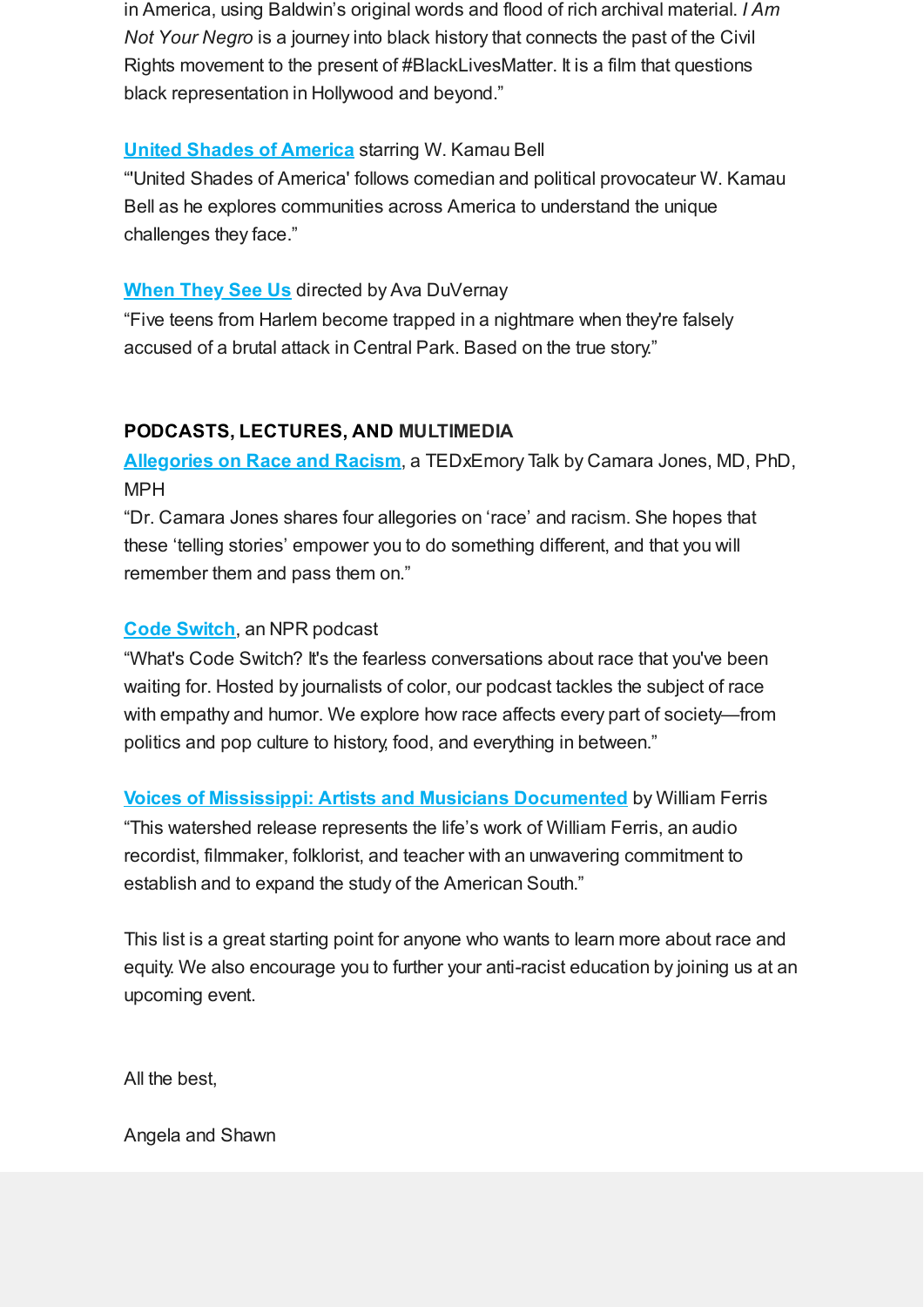in America, using Baldwin's original words and flood of rich archival material. *I Am Not Your Negro* is a journey into black history that connects the past of the Civil Rights movement to the present of #BlackLivesMatter. It is a film that questions black representation in Hollywood and beyond."

**United Shades of America** starring W. Kamau Bell
"'United Shades of America' follows comedian and political provocateur W. Kamau Bell as he explores communities across America to understand the unique challenges they face."

**When They See Us** directed by Ava DuVernay
"Five teens from Harlem become trapped in a nightmare when they're falsely accused of a brutal attack in Central Park. Based on the true story."

**PODCASTS, LECTURES, AND MULTIMEDIA**

**Allegories on Race and Racism**, a TEDxEmory Talk by Camara Jones, MD, PhD, MPH
"Dr. Camara Jones shares four allegories on 'race' and racism. She hopes that these 'telling stories' empower you to do something different, and that you will remember them and pass them on."

**Code Switch**, an NPR podcast
"What's Code Switch? It's the fearless conversations about race that you've been waiting for. Hosted by journalists of color, our podcast tackles the subject of race with empathy and humor. We explore how race affects every part of society—from politics and pop culture to history, food, and everything in between."

**Voices of Mississippi: Artists and Musicians Documented** by William Ferris
"This watershed release represents the life's work of William Ferris, an audio recordist, filmmaker, folklorist, and teacher with an unwavering commitment to establish and to expand the study of the American South."

This list is a great starting point for anyone who wants to learn more about race and equity. We also encourage you to further your anti-racist education by joining us at an upcoming event.

All the best,

Angela and Shawn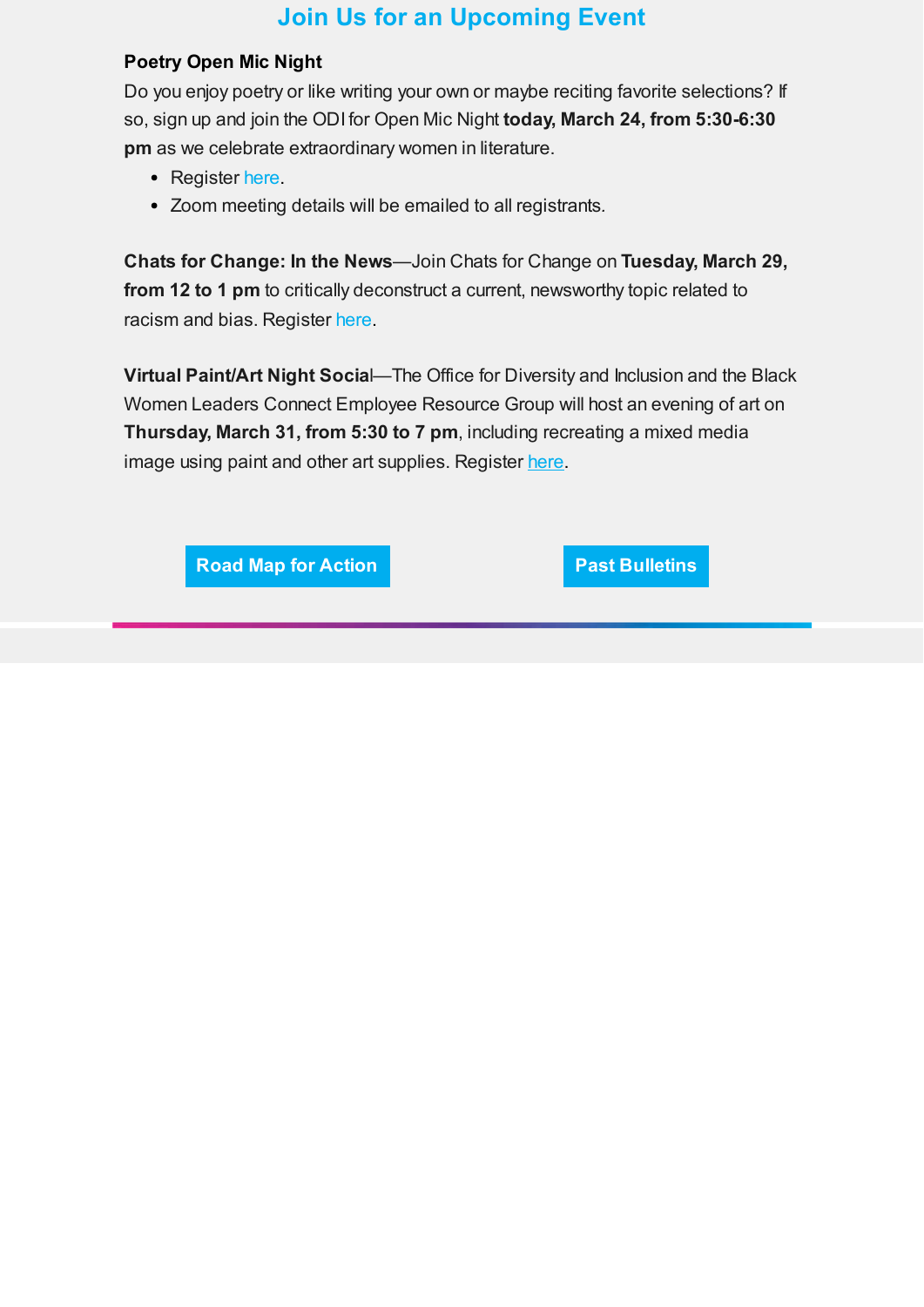## Join Us for an Upcoming Event

**Poetry Open Mic Night**

Do you enjoy poetry or like writing your own or maybe reciting favorite selections? If so, sign up and join the ODI for Open Mic Night **today, March 24, from 5:30-6:30 pm** as we celebrate extraordinary women in literature.

- Register here.
- Zoom meeting details will be emailed to all registrants.

**Chats for Change: In the News**—Join Chats for Change on **Tuesday, March 29, from 12 to 1 pm** to critically deconstruct a current, newsworthy topic related to racism and bias. Register here.

**Virtual Paint/Art Night Social**—The Office for Diversity and Inclusion and the Black Women Leaders Connect Employee Resource Group will host an evening of art on **Thursday, March 31, from 5:30 to 7 pm**, including recreating a mixed media image using paint and other art supplies. Register here.

Road Map for Action

Past Bulletins